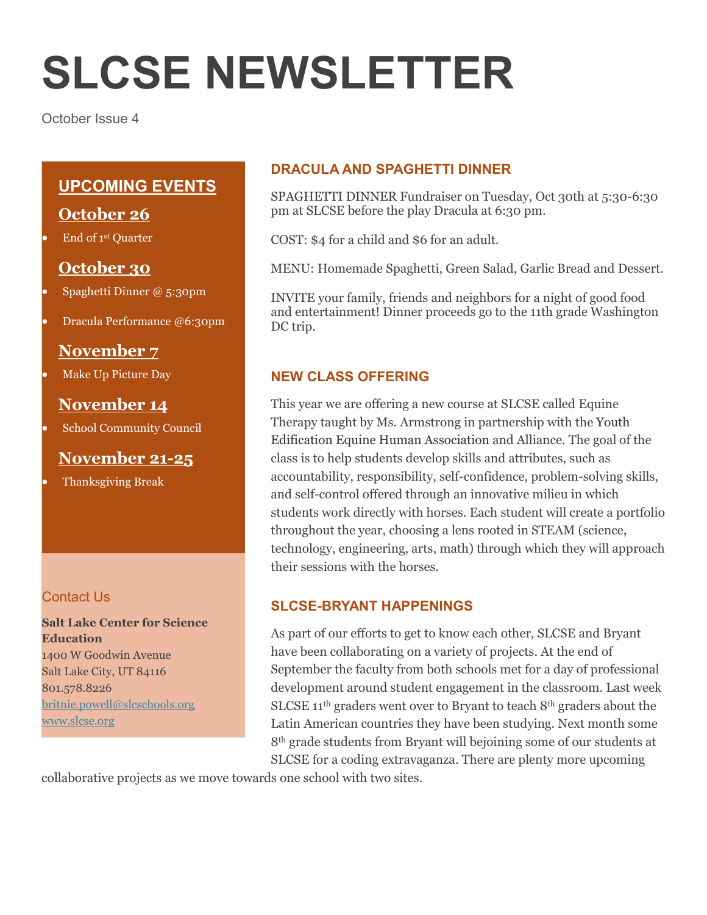# SLCSE NEWSLETTER

October Issue 4

## UPCOMING EVENTS

### October 26

- End of 1st Quarter

### October 30

- Spaghetti Dinner @ 5:30pm
- Dracula Performance @6:30pm

### November 7

- Make Up Picture Day

### November 14

- School Community Council

### November 21-25

- Thanksgiving Break

## Contact Us

**Salt Lake Center for Science Education**
1400 W Goodwin Avenue
Salt Lake City, UT 84116
801.578.8226
britnie.powell@slcschools.org
www.slcse.org

## DRACULA AND SPAGHETTI DINNER

SPAGHETTI DINNER Fundraiser on Tuesday, Oct 30th at 5:30-6:30 pm at SLCSE before the play Dracula at 6:30 pm.

COST: $4 for a child and $6 for an adult.

MENU: Homemade Spaghetti, Green Salad, Garlic Bread and Dessert.

INVITE your family, friends and neighbors for a night of good food and entertainment! Dinner proceeds go to the 11th grade Washington DC trip.

## NEW CLASS OFFERING

This year we are offering a new course at SLCSE called Equine Therapy taught by Ms. Armstrong in partnership with the Youth Edification Equine Human Association and Alliance. The goal of the class is to help students develop skills and attributes, such as accountability, responsibility, self-confidence, problem-solving skills, and self-control offered through an innovative milieu in which students work directly with horses. Each student will create a portfolio throughout the year, choosing a lens rooted in STEAM (science, technology, engineering, arts, math) through which they will approach their sessions with the horses.

## SLCSE-BRYANT HAPPENINGS

As part of our efforts to get to know each other, SLCSE and Bryant have been collaborating on a variety of projects. At the end of September the faculty from both schools met for a day of professional development around student engagement in the classroom. Last week SLCSE 11th graders went over to Bryant to teach 8th graders about the Latin American countries they have been studying. Next month some 8th grade students from Bryant will bejoining some of our students at SLCSE for a coding extravaganza. There are plenty more upcoming collaborative projects as we move towards one school with two sites.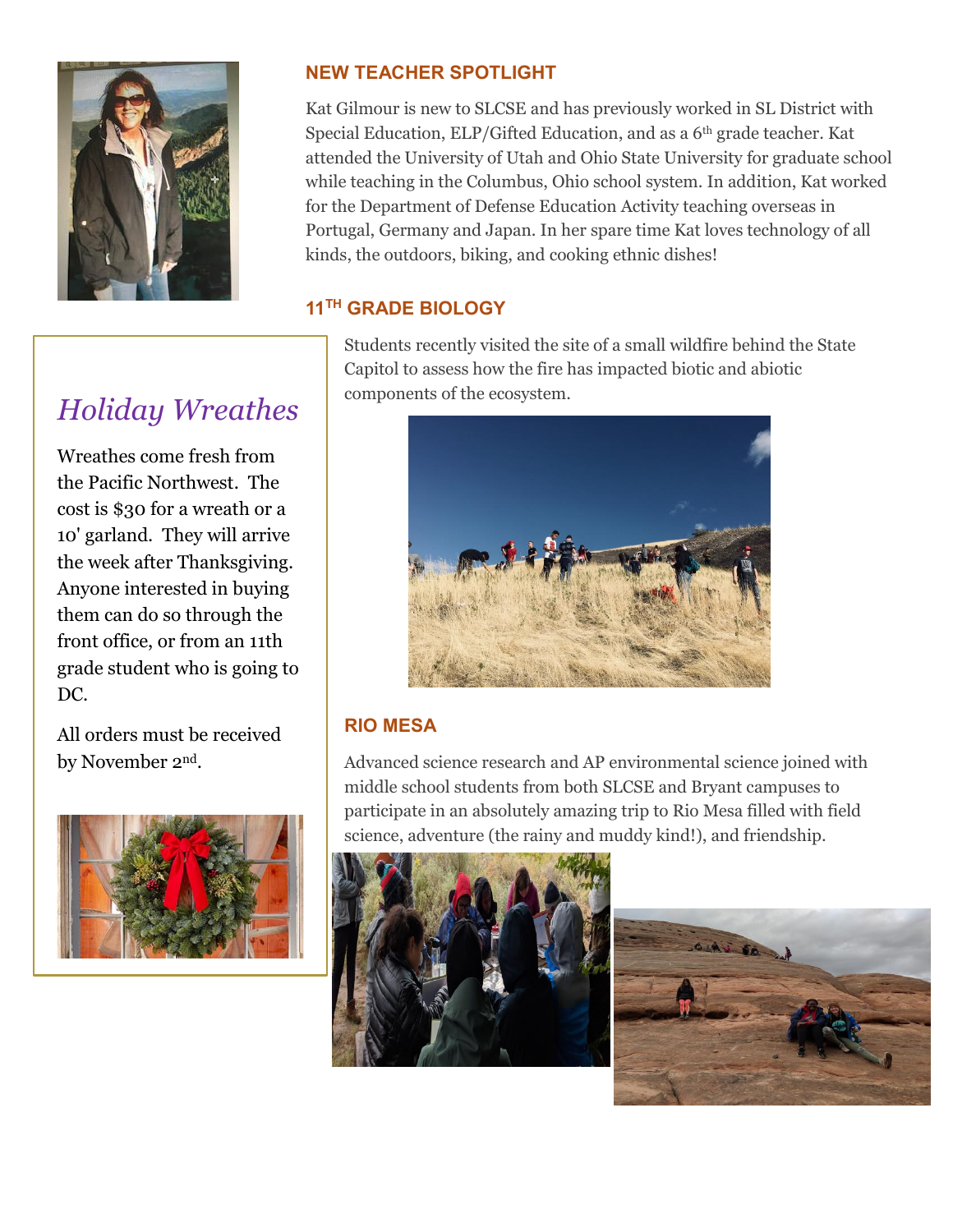## NEW TEACHER SPOTLIGHT

Kat Gilmour is new to SLCSE and has previously worked in SL District with Special Education, ELP/Gifted Education, and as a 6th grade teacher. Kat attended the University of Utah and Ohio State University for graduate school while teaching in the Columbus, Ohio school system. In addition, Kat worked for the Department of Defense Education Activity teaching overseas in Portugal, Germany and Japan. In her spare time Kat loves technology of all kinds, the outdoors, biking, and cooking ethnic dishes!

## 11TH GRADE BIOLOGY

Students recently visited the site of a small wildfire behind the State Capitol to assess how the fire has impacted biotic and abiotic components of the ecosystem.

## *Holiday Wreathes*

Wreathes come fresh from the Pacific Northwest. The cost is $30 for a wreath or a 10' garland. They will arrive the week after Thanksgiving. Anyone interested in buying them can do so through the front office, or from an 11th grade student who is going to DC.

All orders must be received by November 2nd.

## RIO MESA

Advanced science research and AP environmental science joined with middle school students from both SLCSE and Bryant campuses to participate in an absolutely amazing trip to Rio Mesa filled with field science, adventure (the rainy and muddy kind!), and friendship.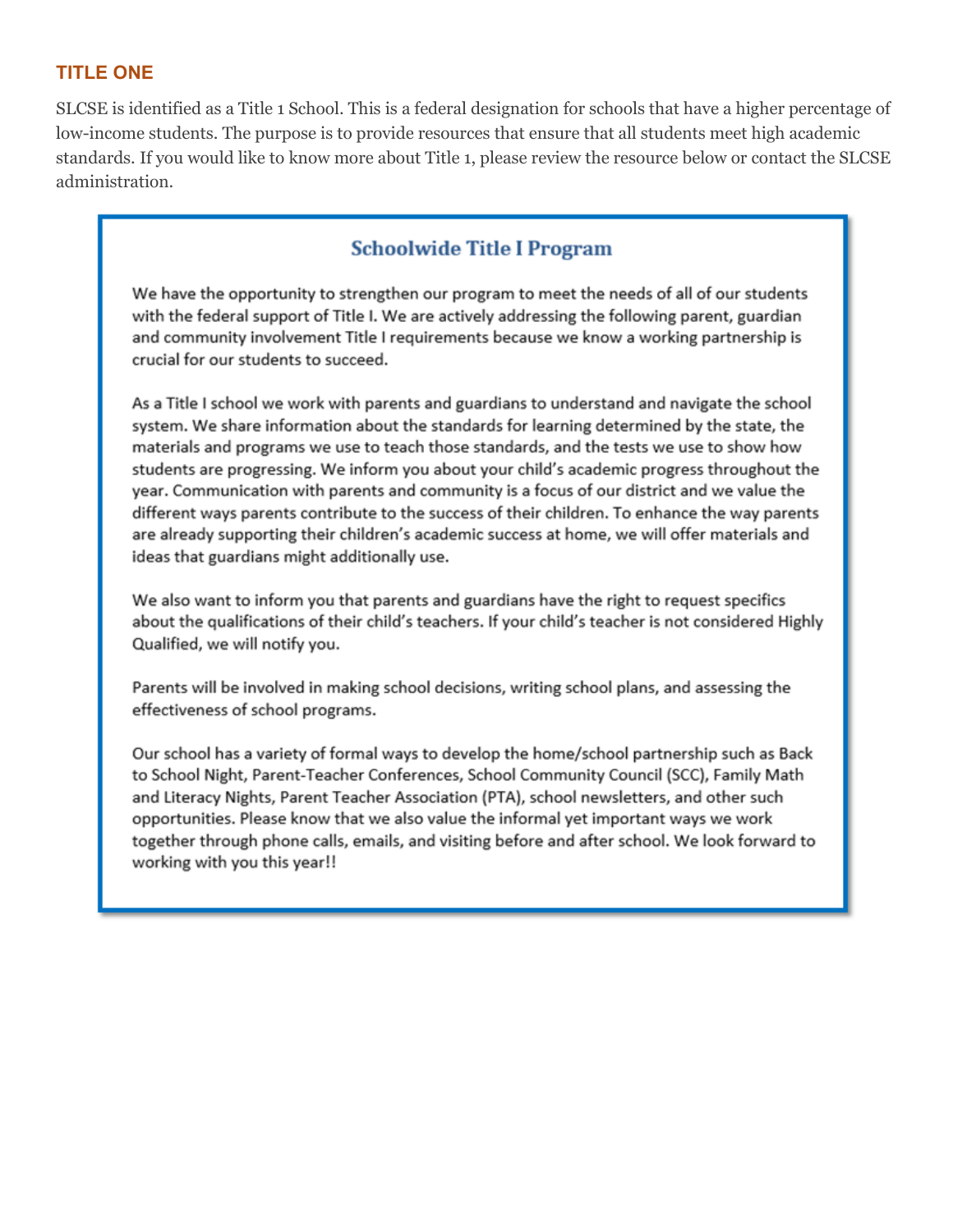## TITLE ONE

SLCSE is identified as a Title 1 School. This is a federal designation for schools that have a higher percentage of low-income students. The purpose is to provide resources that ensure that all students meet high academic standards. If you would like to know more about Title 1, please review the resource below or contact the SLCSE administration.

### Schoolwide Title I Program

We have the opportunity to strengthen our program to meet the needs of all of our students with the federal support of Title I. We are actively addressing the following parent, guardian and community involvement Title I requirements because we know a working partnership is crucial for our students to succeed.

As a Title I school we work with parents and guardians to understand and navigate the school system. We share information about the standards for learning determined by the state, the materials and programs we use to teach those standards, and the tests we use to show how students are progressing. We inform you about your child's academic progress throughout the year. Communication with parents and community is a focus of our district and we value the different ways parents contribute to the success of their children. To enhance the way parents are already supporting their children's academic success at home, we will offer materials and ideas that guardians might additionally use.

We also want to inform you that parents and guardians have the right to request specifics about the qualifications of their child's teachers. If your child's teacher is not considered Highly Qualified, we will notify you.

Parents will be involved in making school decisions, writing school plans, and assessing the effectiveness of school programs.

Our school has a variety of formal ways to develop the home/school partnership such as Back to School Night, Parent-Teacher Conferences, School Community Council (SCC), Family Math and Literacy Nights, Parent Teacher Association (PTA), school newsletters, and other such opportunities. Please know that we also value the informal yet important ways we work together through phone calls, emails, and visiting before and after school. We look forward to working with you this year!!